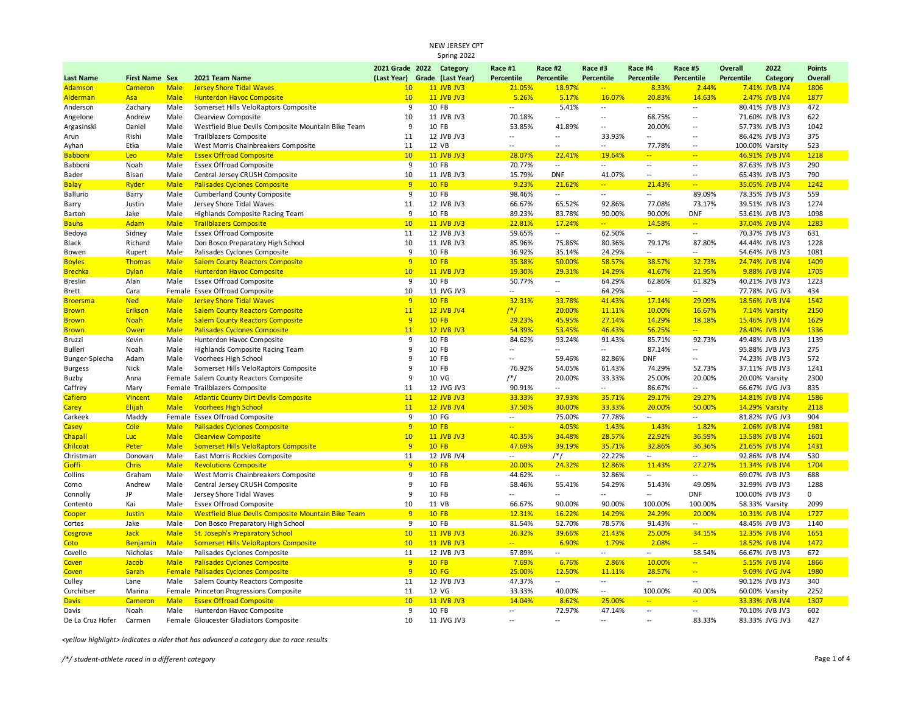NEW JERSEY CPT
Spring 2022

| Last Name | First Name | Sex | 2021 Team Name | 2021 Grade (Last Year) | 2022 Grade | Category (Last Year) | Race #1 Percentile | Race #2 Percentile | Race #3 Percentile | Race #4 Percentile | Race #5 Percentile | Overall Percentile | 2022 Category | Points Overall |
|---|---|---|---|---|---|---|---|---|---|---|---|---|---|---|
| Adamson | Cameron | Male | Jersey Shore Tidal Waves | 10 | 11 | JVB JV3 | 21.05% | 18.97% | -- | 8.33% | 2.44% | 7.41% | JVB JV4 | 1806 |
| Alderman | Asa | Male | Hunterdon Havoc Composite | 10 | 11 | JVB JV3 | 5.26% | 5.17% | 16.07% | 20.83% | 14.63% | 2.47% | JVB JV4 | 1877 |
| Anderson | Zachary | Male | Somerset Hills VeloRaptors Composite | 9 | 10 | FB | -- | 5.41% | -- | -- | -- | 80.41% | JVB JV3 | 472 |
| Angelone | Andrew | Male | Clearview Composite | 10 | 11 | JVB JV3 | 70.18% | -- | -- | 68.75% | -- | 71.60% | JVB JV3 | 622 |
| Argasinski | Daniel | Male | Westfield Blue Devils Composite Mountain Bike Team | 9 | 10 | FB | 53.85% | 41.89% | -- | 20.00% | -- | 57.73% | JVB JV3 | 1042 |
| Arun | Rishi | Male | Trailblazers Composite | 11 | 12 | JVB JV3 | -- | -- | 33.93% | -- | -- | 86.42% | JVB JV3 | 375 |
| Ayhan | Etka | Male | West Morris Chainbreakers Composite | 11 | 12 | VB | -- | -- | -- | 77.78% | -- | 100.00% | Varsity | 523 |
| Babboni | Leo | Male | Essex Offroad Composite | 10 | 11 | JVB JV3 | 28.07% | 22.41% | 19.64% | -- | -- | 46.91% | JVB JV4 | 1218 |
| Babboni | Noah | Male | Essex Offroad Composite | 9 | 10 | FB | 70.77% | -- | -- | -- | -- | 87.63% | JVB JV3 | 290 |
| Bader | Bisan | Male | Central Jersey CRUSH Composite | 10 | 11 | JVB JV3 | 15.79% | DNF | 41.07% | -- | -- | 65.43% | JVB JV3 | 790 |
| Balay | Ryder | Male | Palisades Cyclones Composite | 9 | 10 | FB | 9.23% | 21.62% | -- | 21.43% | -- | 35.05% | JVB JV4 | 1242 |
| Ballurio | Barry | Male | Cumberland County Composite | 9 | 10 | FB | 98.46% | -- | -- | -- | 89.09% | 78.35% | JVB JV3 | 559 |
| Barry | Justin | Male | Jersey Shore Tidal Waves | 11 | 12 | JVB JV3 | 66.67% | 65.52% | 92.86% | 77.08% | 73.17% | 39.51% | JVB JV3 | 1274 |
| Barton | Jake | Male | Highlands Composite Racing Team | 9 | 10 | FB | 89.23% | 83.78% | 90.00% | 90.00% | DNF | 53.61% | JVB JV3 | 1098 |
| Bauhs | Adam | Male | Trailblazers Composite | 10 | 11 | JVB JV3 | 22.81% | 17.24% | -- | 14.58% | -- | 37.04% | JVB JV4 | 1283 |
| Bedoya | Sidney | Male | Essex Offroad Composite | 11 | 12 | JVB JV3 | 59.65% | -- | 62.50% | -- | -- | 70.37% | JVB JV3 | 631 |
| Black | Richard | Male | Don Bosco Preparatory High School | 10 | 11 | JVB JV3 | 85.96% | 75.86% | 80.36% | 79.17% | 87.80% | 44.44% | JVB JV3 | 1228 |
| Bowen | Rupert | Male | Palisades Cyclones Composite | 9 | 10 | FB | 36.92% | 35.14% | 24.29% | -- | -- | 54.64% | JVB JV3 | 1081 |
| Boyles | Thomas | Male | Salem County Reactors Composite | 9 | 10 | FB | 35.38% | 50.00% | 58.57% | 38.57% | 32.73% | 24.74% | JVB JV4 | 1409 |
| Brechka | Dylan | Male | Hunterdon Havoc Composite | 10 | 11 | JVB JV3 | 19.30% | 29.31% | 14.29% | 41.67% | 21.95% | 9.88% | JVB JV4 | 1705 |
| Breslin | Alan | Male | Essex Offroad Composite | 9 | 10 | FB | 50.77% | -- | 64.29% | 62.86% | 61.82% | 40.21% | JVB JV3 | 1223 |
| Brett | Cara | Female | Essex Offroad Composite | 10 | 11 | JVG JV3 | -- | -- | 64.29% | -- | -- | 77.78% | JVG JV3 | 434 |
| Broersma | Ned | Male | Jersey Shore Tidal Waves | 9 | 10 | FB | 32.31% | 33.78% | 41.43% | 17.14% | 29.09% | 18.56% | JVB JV4 | 1542 |
| Brown | Erikson | Male | Salem County Reactors Composite | 11 | 12 | JVB JV4 | /*/ | 20.00% | 11.11% | 10.00% | 16.67% | 7.14% | Varsity | 2150 |
| Brown | Noah | Male | Salem County Reactors Composite | 9 | 10 | FB | 29.23% | 45.95% | 27.14% | 14.29% | 18.18% | 15.46% | JVB JV4 | 1629 |
| Brown | Owen | Male | Palisades Cyclones Composite | 11 | 12 | JVB JV3 | 54.39% | 53.45% | 46.43% | 56.25% | -- | 28.40% | JVB JV4 | 1336 |
| Bruzzi | Kevin | Male | Hunterdon Havoc Composite | 9 | 10 | FB | 84.62% | 93.24% | 91.43% | 85.71% | 92.73% | 49.48% | JVB JV3 | 1139 |
| Bulleri | Noah | Male | Highlands Composite Racing Team | 9 | 10 | FB | -- | -- | -- | 87.14% | -- | 95.88% | JVB JV3 | 275 |
| Bunger-Spiecha | Adam | Male | Voorhees High School | 9 | 10 | FB | -- | 59.46% | 82.86% | DNF | -- | 74.23% | JVB JV3 | 572 |
| Burgess | Nick | Male | Somerset Hills VeloRaptors Composite | 9 | 10 | FB | 76.92% | 54.05% | 61.43% | 74.29% | 52.73% | 37.11% | JVB JV3 | 1241 |
| Buzby | Anna | Female | Salem County Reactors Composite | 9 | 10 | VG | /*/ | 20.00% | 33.33% | 25.00% | 20.00% | 20.00% | Varsity | 2300 |
| Caffrey | Mary | Female | Trailblazers Composite | 11 | 12 | JVG JV3 | 90.91% | -- | -- | 86.67% | -- | 66.67% | JVG JV3 | 835 |
| Cafiero | Vincent | Male | Atlantic County Dirt Devils Composite | 11 | 12 | JVB JV3 | 33.33% | 37.93% | 35.71% | 29.17% | 29.27% | 14.81% | JVB JV4 | 1586 |
| Carey | Elijah | Male | Voorhees High School | 11 | 12 | JVB JV4 | 37.50% | 30.00% | 33.33% | 20.00% | 50.00% | 14.29% | Varsity | 2118 |
| Carkeek | Maddy | Female | Essex Offroad Composite | 9 | 10 | FG | -- | 75.00% | 77.78% | -- | -- | 81.82% | JVG JV3 | 904 |
| Casey | Cole | Male | Palisades Cyclones Composite | 9 | 10 | FB | -- | 4.05% | 1.43% | 1.43% | 1.82% | 2.06% | JVB JV4 | 1981 |
| Chapall | Luc | Male | Clearview Composite | 10 | 11 | JVB JV3 | 40.35% | 34.48% | 28.57% | 22.92% | 36.59% | 13.58% | JVB JV4 | 1601 |
| Chilcoat | Peter | Male | Somerset Hills VeloRaptors Composite | 9 | 10 | FB | 47.69% | 39.19% | 35.71% | 32.86% | 36.36% | 21.65% | JVB JV4 | 1431 |
| Christman | Donovan | Male | East Morris Rockies Composite | 11 | 12 | JVB JV4 | -- | /*/ | 22.22% | -- | -- | 92.86% | JVB JV4 | 530 |
| Cioffi | Chris | Male | Revolutions Composite | 9 | 10 | FB | 20.00% | 24.32% | 12.86% | 11.43% | 27.27% | 11.34% | JVB JV4 | 1704 |
| Collins | Graham | Male | West Morris Chainbreakers Composite | 9 | 10 | FB | 44.62% | -- | 32.86% | -- | -- | 69.07% | JVB JV3 | 688 |
| Como | Andrew | Male | Central Jersey CRUSH Composite | 9 | 10 | FB | 58.46% | 55.41% | 54.29% | 51.43% | 49.09% | 32.99% | JVB JV3 | 1288 |
| Connolly | JP | Male | Jersey Shore Tidal Waves | 9 | 10 | FB | -- | -- | -- | -- | DNF | 100.00% | JVB JV3 | 0 |
| Contento | Kai | Male | Essex Offroad Composite | 10 | 11 | VB | 66.67% | 90.00% | 90.00% | 100.00% | 100.00% | 58.33% | Varsity | 2099 |
| Cooper | Justin | Male | Westfield Blue Devils Composite Mountain Bike Team | 9 | 10 | FB | 12.31% | 16.22% | 14.29% | 24.29% | 20.00% | 10.31% | JVB JV4 | 1727 |
| Cortes | Jake | Male | Don Bosco Preparatory High School | 9 | 10 | FB | 81.54% | 52.70% | 78.57% | 91.43% | -- | 48.45% | JVB JV3 | 1140 |
| Cosgrove | Jack | Male | St. Joseph's Preparatory School | 10 | 11 | JVB JV3 | 26.32% | 39.66% | 21.43% | 25.00% | 34.15% | 12.35% | JVB JV4 | 1651 |
| Coto | Benjamin | Male | Somerset Hills VeloRaptors Composite | 10 | 11 | JVB JV3 | -- | 6.90% | 1.79% | 2.08% | -- | 18.52% | JVB JV4 | 1472 |
| Covello | Nicholas | Male | Palisades Cyclones Composite | 11 | 12 | JVB JV3 | 57.89% | -- | -- | -- | 58.54% | 66.67% | JVB JV3 | 672 |
| Coven | Jacob | Male | Palisades Cyclones Composite | 9 | 10 | FB | 7.69% | 6.76% | 2.86% | 10.00% | -- | 5.15% | JVB JV4 | 1866 |
| Coven | Sarah | Female | Palisades Cyclones Composite | 9 | 10 | FG | 25.00% | 12.50% | 11.11% | 28.57% | -- | 9.09% | JVG JV4 | 1980 |
| Culley | Lane | Male | Salem County Reactors Composite | 11 | 12 | JVB JV3 | 47.37% | -- | -- | -- | -- | 90.12% | JVB JV3 | 340 |
| Curchitser | Marina | Female | Princeton Progressions Composite | 11 | 12 | VG | 33.33% | 40.00% | -- | 100.00% | 40.00% | 60.00% | Varsity | 2252 |
| Davis | Cameron | Male | Essex Offroad Composite | 10 | 11 | JVB JV3 | 14.04% | 8.62% | 25.00% | -- | -- | 33.33% | JVB JV4 | 1307 |
| Davis | Noah | Male | Hunterdon Havoc Composite | 9 | 10 | FB | -- | 72.97% | 47.14% | -- | -- | 70.10% | JVB JV3 | 602 |
| De La Cruz Hofer | Carmen | Female | Gloucester Gladiators Composite | 10 | 11 | JVG JV3 | -- | -- | -- | -- | 83.33% | 83.33% | JVG JV3 | 427 |

*<yellow highlight> indicates a rider that has advanced a category due to race results*

*/*/ student-athlete raced in a different category*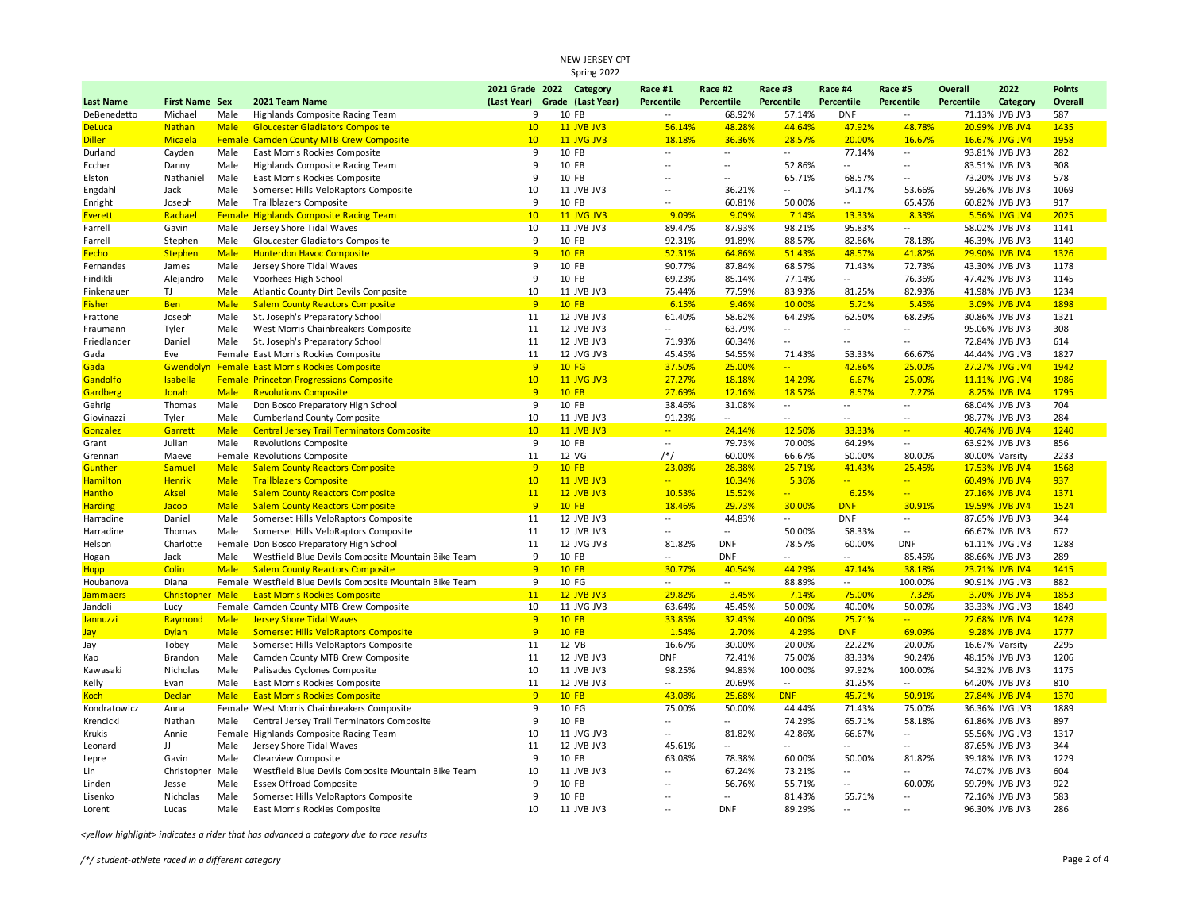NEW JERSEY CPT
Spring 2022

| Last Name | First Name | Sex | 2021 Team Name | 2021 Grade (Last Year) | 2022 Grade | Category (Last Year) | Race #1 Percentile | Race #2 Percentile | Race #3 Percentile | Race #4 Percentile | Race #5 Percentile | Overall Percentile | 2022 Category | Points Overall |
|---|---|---|---|---|---|---|---|---|---|---|---|---|---|---|
| DeBenedetto | Michael | Male | Highlands Composite Racing Team | 9 | 10 | FB | -- | 68.92% | 57.14% | DNF | -- | 71.13% | JVB JV3 | 587 |
| DeLuca | Nathan | Male | Gloucester Gladiators Composite | 10 | 11 | JVB JV3 | 56.14% | 48.28% | 44.64% | 47.92% | 48.78% | 20.99% | JVB JV4 | 1435 |
| Diller | Micaela | Female | Camden County MTB Crew Composite | 10 | 11 | JVG JV3 | 18.18% | 36.36% | 28.57% | 20.00% | 16.67% | 16.67% | JVG JV4 | 1958 |
| Durland | Cayden | Male | East Morris Rockies Composite | 9 | 10 | FB | -- | -- | -- | 77.14% | -- | 93.81% | JVB JV3 | 282 |
| Eccher | Danny | Male | Highlands Composite Racing Team | 9 | 10 | FB | -- | -- | 52.86% | -- | -- | 83.51% | JVB JV3 | 308 |
| Elston | Nathaniel | Male | East Morris Rockies Composite | 9 | 10 | FB | -- | -- | 65.71% | 68.57% | -- | 73.20% | JVB JV3 | 578 |
| Engdahl | Jack | Male | Somerset Hills VeloRaptors Composite | 10 | 11 | JVB JV3 | -- | 36.21% | -- | 54.17% | 53.66% | 59.26% | JVB JV3 | 1069 |
| Enright | Joseph | Male | Trailblazers Composite | 9 | 10 | FB | -- | 60.81% | 50.00% | -- | 65.45% | 60.82% | JVB JV3 | 917 |
| Everett | Rachael | Female | Highlands Composite Racing Team | 10 | 11 | JVG JV3 | 9.09% | 9.09% | 7.14% | 13.33% | 8.33% | 5.56% | JVG JV4 | 2025 |
| Farrell | Gavin | Male | Jersey Shore Tidal Waves | 10 | 11 | JVB JV3 | 89.47% | 87.93% | 98.21% | 95.83% | -- | 58.02% | JVB JV3 | 1141 |
| Farrell | Stephen | Male | Gloucester Gladiators Composite | 9 | 10 | FB | 92.31% | 91.89% | 88.57% | 82.86% | 78.18% | 46.39% | JVB JV3 | 1149 |
| Fecho | Stephen | Male | Hunterdon Havoc Composite | 9 | 10 | FB | 52.31% | 64.86% | 51.43% | 48.57% | 41.82% | 29.90% | JVB JV4 | 1326 |
| Fernandes | James | Male | Jersey Shore Tidal Waves | 9 | 10 | FB | 90.77% | 87.84% | 68.57% | 71.43% | 72.73% | 43.30% | JVB JV3 | 1178 |
| Findikli | Alejandro | Male | Voorhees High School | 9 | 10 | FB | 69.23% | 85.14% | 77.14% | -- | 76.36% | 47.42% | JVB JV3 | 1145 |
| Finkenauer | TJ | Male | Atlantic County Dirt Devils Composite | 10 | 11 | JVB JV3 | 75.44% | 77.59% | 83.93% | 81.25% | 82.93% | 41.98% | JVB JV3 | 1234 |
| Fisher | Ben | Male | Salem County Reactors Composite | 9 | 10 | FB | 6.15% | 9.46% | 10.00% | 5.71% | 5.45% | 3.09% | JVB JV4 | 1898 |
| Frattone | Joseph | Male | St. Joseph's Preparatory School | 11 | 12 | JVB JV3 | 61.40% | 58.62% | 64.29% | 62.50% | 68.29% | 30.86% | JVB JV3 | 1321 |
| Fraumann | Tyler | Male | West Morris Chainbreakers Composite | 11 | 12 | JVB JV3 | -- | 63.79% | -- | -- | -- | 95.06% | JVB JV3 | 308 |
| Friedlander | Daniel | Male | St. Joseph's Preparatory School | 11 | 12 | JVB JV3 | 71.93% | 60.34% | -- | -- | -- | 72.84% | JVB JV3 | 614 |
| Gada | Eve | Female | East Morris Rockies Composite | 11 | 12 | JVG JV3 | 45.45% | 54.55% | 71.43% | 53.33% | 66.67% | 44.44% | JVG JV3 | 1827 |
| Gada | Gwendolyn | Female | East Morris Rockies Composite | 9 | 10 | FG | 37.50% | 25.00% | -- | 42.86% | 25.00% | 27.27% | JVG JV4 | 1942 |
| Gandolfo | Isabella | Female | Princeton Progressions Composite | 10 | 11 | JVG JV3 | 27.27% | 18.18% | 14.29% | 6.67% | 25.00% | 11.11% | JVG JV4 | 1986 |
| Gardberg | Jonah | Male | Revolutions Composite | 9 | 10 | FB | 27.69% | 12.16% | 18.57% | 8.57% | 7.27% | 8.25% | JVB JV4 | 1795 |
| Gehrig | Thomas | Male | Don Bosco Preparatory High School | 9 | 10 | FB | 38.46% | 31.08% | -- | -- | -- | 68.04% | JVB JV3 | 704 |
| Giovinazzi | Tyler | Male | Cumberland County Composite | 10 | 11 | JVB JV3 | 91.23% | -- | -- | -- | -- | 98.77% | JVB JV3 | 284 |
| Gonzalez | Garrett | Male | Central Jersey Trail Terminators Composite | 10 | 11 | JVB JV3 | -- | 24.14% | 12.50% | 33.33% | -- | 40.74% | JVB JV4 | 1240 |
| Grant | Julian | Male | Revolutions Composite | 9 | 10 | FB | -- | 79.73% | 70.00% | 64.29% | -- | 63.92% | JVB JV3 | 856 |
| Grennan | Maeve | Female | Revolutions Composite | 11 | 12 | VG | /*/ | 60.00% | 66.67% | 50.00% | 80.00% | 80.00% | Varsity | 2233 |
| Gunther | Samuel | Male | Salem County Reactors Composite | 9 | 10 | FB | 23.08% | 28.38% | 25.71% | 41.43% | 25.45% | 17.53% | JVB JV4 | 1568 |
| Hamilton | Henrik | Male | Trailblazers Composite | 10 | 11 | JVB JV3 | -- | 10.34% | 5.36% | -- | -- | 60.49% | JVB JV4 | 937 |
| Hantho | Aksel | Male | Salem County Reactors Composite | 11 | 12 | JVB JV3 | 10.53% | 15.52% | -- | 6.25% | -- | 27.16% | JVB JV4 | 1371 |
| Harding | Jacob | Male | Salem County Reactors Composite | 9 | 10 | FB | 18.46% | 29.73% | 30.00% | DNF | 30.91% | 19.59% | JVB JV4 | 1524 |
| Harradine | Daniel | Male | Somerset Hills VeloRaptors Composite | 11 | 12 | JVB JV3 | -- | 44.83% | -- | DNF | -- | 87.65% | JVB JV3 | 344 |
| Harradine | Thomas | Male | Somerset Hills VeloRaptors Composite | 11 | 12 | JVB JV3 | -- | -- | 50.00% | 58.33% | -- | 66.67% | JVB JV3 | 672 |
| Helson | Charlotte | Female | Don Bosco Preparatory High School | 11 | 12 | JVG JV3 | 81.82% | DNF | 78.57% | 60.00% | DNF | 61.11% | JVG JV3 | 1288 |
| Hogan | Jack | Male | Westfield Blue Devils Composite Mountain Bike Team | 9 | 10 | FB | -- | DNF | -- | -- | 85.45% | 88.66% | JVB JV3 | 289 |
| Hopp | Colin | Male | Salem County Reactors Composite | 9 | 10 | FB | 30.77% | 40.54% | 44.29% | 47.14% | 38.18% | 23.71% | JVB JV4 | 1415 |
| Houbanova | Diana | Female | Westfield Blue Devils Composite Mountain Bike Team | 9 | 10 | FG | -- | -- | 88.89% | -- | 100.00% | 90.91% | JVG JV3 | 882 |
| Jammaers | Christopher | Male | East Morris Rockies Composite | 11 | 12 | JVB JV3 | 29.82% | 3.45% | 7.14% | 75.00% | 7.32% | 3.70% | JVB JV4 | 1853 |
| Jandoli | Lucy | Female | Camden County MTB Crew Composite | 10 | 11 | JVG JV3 | 63.64% | 45.45% | 50.00% | 40.00% | 50.00% | 33.33% | JVG JV3 | 1849 |
| Jannuzzi | Raymond | Male | Jersey Shore Tidal Waves | 9 | 10 | FB | 33.85% | 32.43% | 40.00% | 25.71% | -- | 22.68% | JVB JV4 | 1428 |
| Jay | Dylan | Male | Somerset Hills VeloRaptors Composite | 9 | 10 | FB | 1.54% | 2.70% | 4.29% | DNF | 69.09% | 9.28% | JVB JV4 | 1777 |
| Jay | Tobey | Male | Somerset Hills VeloRaptors Composite | 11 | 12 | VB | 16.67% | 30.00% | 20.00% | 22.22% | 20.00% | 16.67% | Varsity | 2295 |
| Kao | Brandon | Male | Camden County MTB Crew Composite | 11 | 12 | JVB JV3 | DNF | 72.41% | 75.00% | 83.33% | 90.24% | 48.15% | JVB JV3 | 1206 |
| Kawasaki | Nicholas | Male | Palisades Cyclones Composite | 10 | 11 | JVB JV3 | 98.25% | 94.83% | 100.00% | 97.92% | 100.00% | 54.32% | JVB JV3 | 1175 |
| Kelly | Evan | Male | East Morris Rockies Composite | 11 | 12 | JVB JV3 | -- | 20.69% | -- | 31.25% | -- | 64.20% | JVB JV3 | 810 |
| Koch | Declan | Male | East Morris Rockies Composite | 9 | 10 | FB | 43.08% | 25.68% | DNF | 45.71% | 50.91% | 27.84% | JVB JV4 | 1370 |
| Kondratowicz | Anna | Female | West Morris Chainbreakers Composite | 9 | 10 | FG | 75.00% | 50.00% | 44.44% | 71.43% | 75.00% | 36.36% | JVG JV3 | 1889 |
| Krencicki | Nathan | Male | Central Jersey Trail Terminators Composite | 9 | 10 | FB | -- | -- | 74.29% | 65.71% | 58.18% | 61.86% | JVB JV3 | 897 |
| Krukis | Annie | Female | Highlands Composite Racing Team | 10 | 11 | JVG JV3 | -- | 81.82% | 42.86% | 66.67% | -- | 55.56% | JVG JV3 | 1317 |
| Leonard | JJ | Male | Jersey Shore Tidal Waves | 11 | 12 | JVB JV3 | 45.61% | -- | -- | -- | -- | 87.65% | JVB JV3 | 344 |
| Lepre | Gavin | Male | Clearview Composite | 9 | 10 | FB | 63.08% | 78.38% | 60.00% | 50.00% | 81.82% | 39.18% | JVB JV3 | 1229 |
| Lin | Christopher | Male | Westfield Blue Devils Composite Mountain Bike Team | 10 | 11 | JVB JV3 | -- | 67.24% | 73.21% | -- | -- | 74.07% | JVB JV3 | 604 |
| Linden | Jesse | Male | Essex Offroad Composite | 9 | 10 | FB | -- | 56.76% | 55.71% | -- | 60.00% | 59.79% | JVB JV3 | 922 |
| Lisenko | Nicholas | Male | Somerset Hills VeloRaptors Composite | 9 | 10 | FB | -- | -- | 81.43% | 55.71% | -- | 72.16% | JVB JV3 | 583 |
| Lorent | Lucas | Male | East Morris Rockies Composite | 10 | 11 | JVB JV3 | -- | DNF | 89.29% | -- | -- | 96.30% | JVB JV3 | 286 |

*<yellow highlight> indicates a rider that has advanced a category due to race results*

*/*/ student-athlete raced in a different category*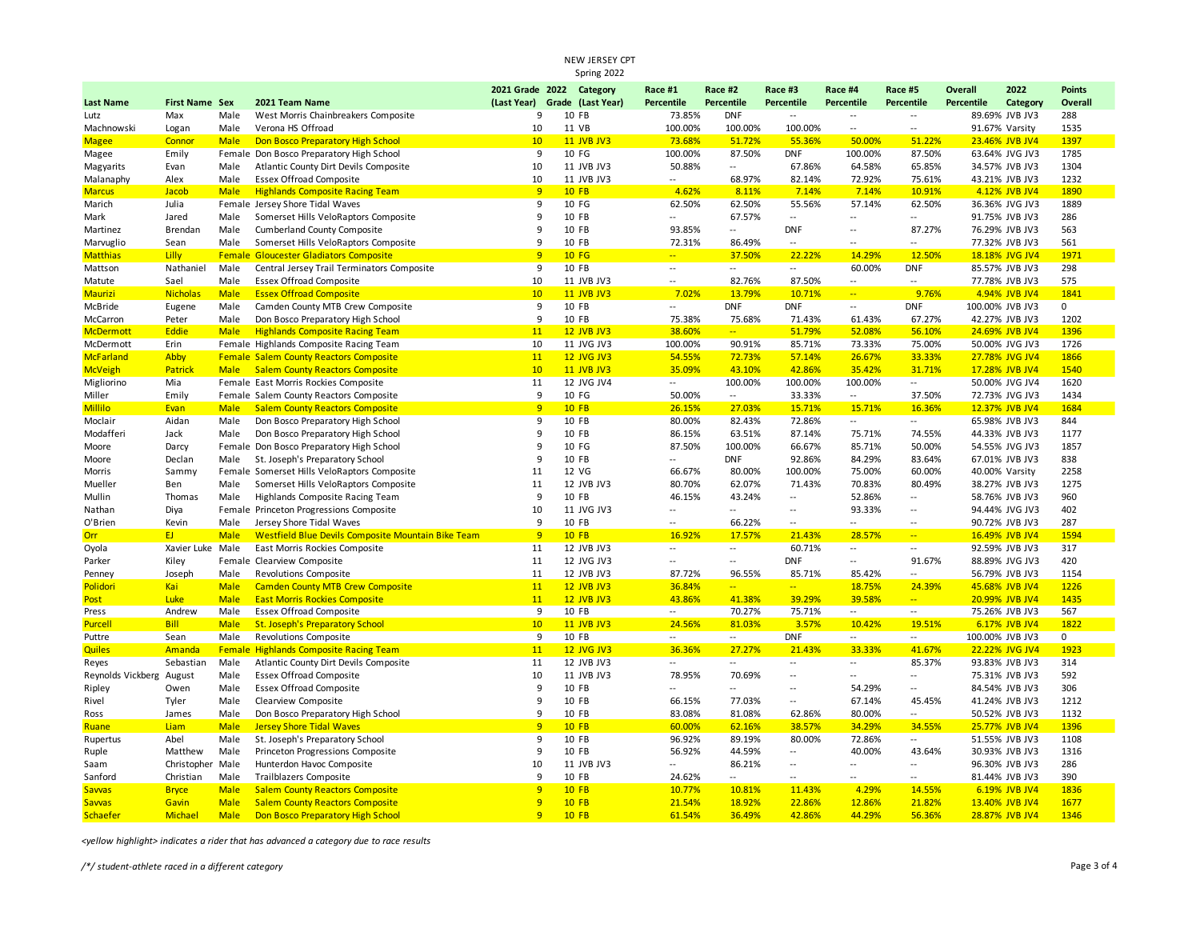NEW JERSEY CPT
Spring 2022

| Last Name | First Name | Sex | 2021 Team Name | 2021 Grade (Last Year) | 2022 Grade | Category (Last Year) | Race #1 Percentile | Race #2 Percentile | Race #3 Percentile | Race #4 Percentile | Race #5 Percentile | Overall Percentile | 2022 Category | Points Overall |
|---|---|---|---|---|---|---|---|---|---|---|---|---|---|---|
| Lutz | Max | Male | West Morris Chainbreakers Composite | 9 | 10 | FB | 73.85% | DNF | -- | -- | -- | 89.69% | JVB JV3 | 288 |
| Machnowski | Logan | Male | Verona HS Offroad | 10 | 11 | VB | 100.00% | 100.00% | 100.00% | -- | -- | 91.67% | Varsity | 1535 |
| Magee | Connor | Male | Don Bosco Preparatory High School | 10 | 11 | JVB JV3 | 73.68% | 51.72% | 55.36% | 50.00% | 51.22% | 23.46% | JVB JV4 | 1397 |
| Magee | Emily | Female | Don Bosco Preparatory High School | 9 | 10 | FG | 100.00% | 87.50% | DNF | 100.00% | 87.50% | 63.64% | JVG JV3 | 1785 |
| Magyarits | Evan | Male | Atlantic County Dirt Devils Composite | 10 | 11 | JVB JV3 | 50.88% | -- | 67.86% | 64.58% | 65.85% | 34.57% | JVB JV3 | 1304 |
| Malanaphy | Alex | Male | Essex Offroad Composite | 10 | 11 | JVB JV3 | -- | 68.97% | 82.14% | 72.92% | 75.61% | 43.21% | JVB JV3 | 1232 |
| Marcus | Jacob | Male | Highlands Composite Racing Team | 9 | 10 | FB | 4.62% | 8.11% | 7.14% | 7.14% | 10.91% | 4.12% | JVB JV4 | 1890 |
| Marich | Julia | Female | Jersey Shore Tidal Waves | 9 | 10 | FG | 62.50% | 62.50% | 55.56% | 57.14% | 62.50% | 36.36% | JVG JV3 | 1889 |
| Mark | Jared | Male | Somerset Hills VeloRaptors Composite | 9 | 10 | FB | -- | 67.57% | -- | -- | -- | 91.75% | JVB JV3 | 286 |
| Martinez | Brendan | Male | Cumberland County Composite | 9 | 10 | FB | 93.85% | -- | DNF | -- | 87.27% | 76.29% | JVB JV3 | 563 |
| Marvuglio | Sean | Male | Somerset Hills VeloRaptors Composite | 9 | 10 | FB | 72.31% | 86.49% | -- | -- | -- | 77.32% | JVB JV3 | 561 |
| Matthias | Lilly | Female | Gloucester Gladiators Composite | 9 | 10 | FG | -- | 37.50% | 22.22% | 14.29% | 12.50% | 18.18% | JVG JV4 | 1971 |
| Mattson | Nathaniel | Male | Central Jersey Trail Terminators Composite | 9 | 10 | FB | -- | -- | -- | 60.00% | DNF | 85.57% | JVB JV3 | 298 |
| Matute | Sael | Male | Essex Offroad Composite | 10 | 11 | JVB JV3 | -- | 82.76% | 87.50% | -- | -- | 77.78% | JVB JV3 | 575 |
| Maurizi | Nicholas | Male | Essex Offroad Composite | 10 | 11 | JVB JV3 | 7.02% | 13.79% | 10.71% | -- | 9.76% | 4.94% | JVB JV4 | 1841 |
| McBride | Eugene | Male | Camden County MTB Crew Composite | 9 | 10 | FB | -- | DNF | DNF | -- | DNF | 100.00% | JVB JV3 | 0 |
| McCarron | Peter | Male | Don Bosco Preparatory High School | 9 | 10 | FB | 75.38% | 75.68% | 71.43% | 61.43% | 67.27% | 42.27% | JVB JV3 | 1202 |
| McDermott | Eddie | Male | Highlands Composite Racing Team | 11 | 12 | JVB JV3 | 38.60% | -- | 51.79% | 52.08% | 56.10% | 24.69% | JVB JV4 | 1396 |
| McDermott | Erin | Female | Highlands Composite Racing Team | 10 | 11 | JVG JV3 | 100.00% | 90.91% | 85.71% | 73.33% | 75.00% | 50.00% | JVG JV3 | 1726 |
| McFarland | Abby | Female | Salem County Reactors Composite | 11 | 12 | JVG JV3 | 54.55% | 72.73% | 57.14% | 26.67% | 33.33% | 27.78% | JVG JV4 | 1866 |
| McVeigh | Patrick | Male | Salem County Reactors Composite | 10 | 11 | JVB JV3 | 35.09% | 43.10% | 42.86% | 35.42% | 31.71% | 17.28% | JVB JV4 | 1540 |
| Migliorino | Mia | Female | East Morris Rockies Composite | 11 | 12 | JVG JV4 | -- | 100.00% | 100.00% | 100.00% | -- | 50.00% | JVG JV4 | 1620 |
| Miller | Emily | Female | Salem County Reactors Composite | 9 | 10 | FG | 50.00% | -- | 33.33% | -- | 37.50% | 72.73% | JVG JV3 | 1434 |
| Millilo | Evan | Male | Salem County Reactors Composite | 9 | 10 | FB | 26.15% | 27.03% | 15.71% | 15.71% | 16.36% | 12.37% | JVB JV4 | 1684 |
| Moclair | Aidan | Male | Don Bosco Preparatory High School | 9 | 10 | FB | 80.00% | 82.43% | 72.86% | -- | -- | 65.98% | JVB JV3 | 844 |
| Modafferi | Jack | Male | Don Bosco Preparatory High School | 9 | 10 | FB | 86.15% | 63.51% | 87.14% | 75.71% | 74.55% | 44.33% | JVB JV3 | 1177 |
| Moore | Darcy | Female | Don Bosco Preparatory High School | 9 | 10 | FG | 87.50% | 100.00% | 66.67% | 85.71% | 50.00% | 54.55% | JVG JV3 | 1857 |
| Moore | Declan | Male | St. Joseph's Preparatory School | 9 | 10 | FB | -- | DNF | 92.86% | 84.29% | 83.64% | 67.01% | JVB JV3 | 838 |
| Morris | Sammy | Female | Somerset Hills VeloRaptors Composite | 11 | 12 | VG | 66.67% | 80.00% | 100.00% | 75.00% | 60.00% | 40.00% | Varsity | 2258 |
| Mueller | Ben | Male | Somerset Hills VeloRaptors Composite | 11 | 12 | JVB JV3 | 80.70% | 62.07% | 71.43% | 70.83% | 80.49% | 38.27% | JVB JV3 | 1275 |
| Mullin | Thomas | Male | Highlands Composite Racing Team | 9 | 10 | FB | 46.15% | 43.24% | -- | 52.86% | -- | 58.76% | JVB JV3 | 960 |
| Nathan | Diya | Female | Princeton Progressions Composite | 10 | 11 | JVG JV3 | -- | -- | -- | 93.33% | -- | 94.44% | JVG JV3 | 402 |
| O'Brien | Kevin | Male | Jersey Shore Tidal Waves | 9 | 10 | FB | -- | 66.22% | -- | -- | -- | 90.72% | JVB JV3 | 287 |
| Orr | EJ | Male | Westfield Blue Devils Composite Mountain Bike Team | 9 | 10 | FB | 16.92% | 17.57% | 21.43% | 28.57% | -- | 16.49% | JVB JV4 | 1594 |
| Oyola | Xavier Luke | Male | East Morris Rockies Composite | 11 | 12 | JVB JV3 | -- | -- | 60.71% | -- | -- | 92.59% | JVB JV3 | 317 |
| Parker | Kiley | Female | Clearview Composite | 11 | 12 | JVG JV3 | -- | -- | DNF | -- | 91.67% | 88.89% | JVG JV3 | 420 |
| Penney | Joseph | Male | Revolutions Composite | 11 | 12 | JVB JV3 | 87.72% | 96.55% | 85.71% | 85.42% | -- | 56.79% | JVB JV3 | 1154 |
| Polidori | Kai | Male | Camden County MTB Crew Composite | 11 | 12 | JVB JV3 | 36.84% | -- | -- | 18.75% | 24.39% | 45.68% | JVB JV4 | 1226 |
| Post | Luke | Male | East Morris Rockies Composite | 11 | 12 | JVB JV3 | 43.86% | 41.38% | 39.29% | 39.58% | -- | 20.99% | JVB JV4 | 1435 |
| Press | Andrew | Male | Essex Offroad Composite | 9 | 10 | FB | -- | 70.27% | 75.71% | -- | -- | 75.26% | JVB JV3 | 567 |
| Purcell | Bill | Male | St. Joseph's Preparatory School | 10 | 11 | JVB JV3 | 24.56% | 81.03% | 3.57% | 10.42% | 19.51% | 6.17% | JVB JV4 | 1822 |
| Puttre | Sean | Male | Revolutions Composite | 9 | 10 | FB | -- | -- | DNF | -- | -- | 100.00% | JVB JV3 | 0 |
| Quiles | Amanda | Female | Highlands Composite Racing Team | 11 | 12 | JVG JV3 | 36.36% | 27.27% | 21.43% | 33.33% | 41.67% | 22.22% | JVG JV4 | 1923 |
| Reyes | Sebastian | Male | Atlantic County Dirt Devils Composite | 11 | 12 | JVB JV3 | -- | -- | -- | -- | 85.37% | 93.83% | JVB JV3 | 314 |
| Reynolds Vickberg | August | Male | Essex Offroad Composite | 10 | 11 | JVB JV3 | 78.95% | 70.69% | -- | -- | -- | 75.31% | JVB JV3 | 592 |
| Ripley | Owen | Male | Essex Offroad Composite | 9 | 10 | FB | -- | -- | -- | 54.29% | -- | 84.54% | JVB JV3 | 306 |
| Rivel | Tyler | Male | Clearview Composite | 9 | 10 | FB | 66.15% | 77.03% | -- | 67.14% | 45.45% | 41.24% | JVB JV3 | 1212 |
| Ross | James | Male | Don Bosco Preparatory High School | 9 | 10 | FB | 83.08% | 81.08% | 62.86% | 80.00% | -- | 50.52% | JVB JV3 | 1132 |
| Ruane | Liam | Male | Jersey Shore Tidal Waves | 9 | 10 | FB | 60.00% | 62.16% | 38.57% | 34.29% | 34.55% | 25.77% | JVB JV4 | 1396 |
| Rupertus | Abel | Male | St. Joseph's Preparatory School | 9 | 10 | FB | 96.92% | 89.19% | 80.00% | 72.86% | -- | 51.55% | JVB JV3 | 1108 |
| Ruple | Matthew | Male | Princeton Progressions Composite | 9 | 10 | FB | 56.92% | 44.59% | -- | 40.00% | 43.64% | 30.93% | JVB JV3 | 1316 |
| Saam | Christopher | Male | Hunterdon Havoc Composite | 10 | 11 | JVB JV3 | -- | 86.21% | -- | -- | -- | 96.30% | JVB JV3 | 286 |
| Sanford | Christian | Male | Trailblazers Composite | 9 | 10 | FB | 24.62% | -- | -- | -- | -- | 81.44% | JVB JV3 | 390 |
| Savvas | Bryce | Male | Salem County Reactors Composite | 9 | 10 | FB | 10.77% | 10.81% | 11.43% | 4.29% | 14.55% | 6.19% | JVB JV4 | 1836 |
| Savvas | Gavin | Male | Salem County Reactors Composite | 9 | 10 | FB | 21.54% | 18.92% | 22.86% | 12.86% | 21.82% | 13.40% | JVB JV4 | 1677 |
| Schaefer | Michael | Male | Don Bosco Preparatory High School | 9 | 10 | FB | 61.54% | 36.49% | 42.86% | 44.29% | 56.36% | 28.87% | JVB JV4 | 1346 |

*<yellow highlight> indicates a rider that has advanced a category due to race results*

*/\*/ student-athlete raced in a different category*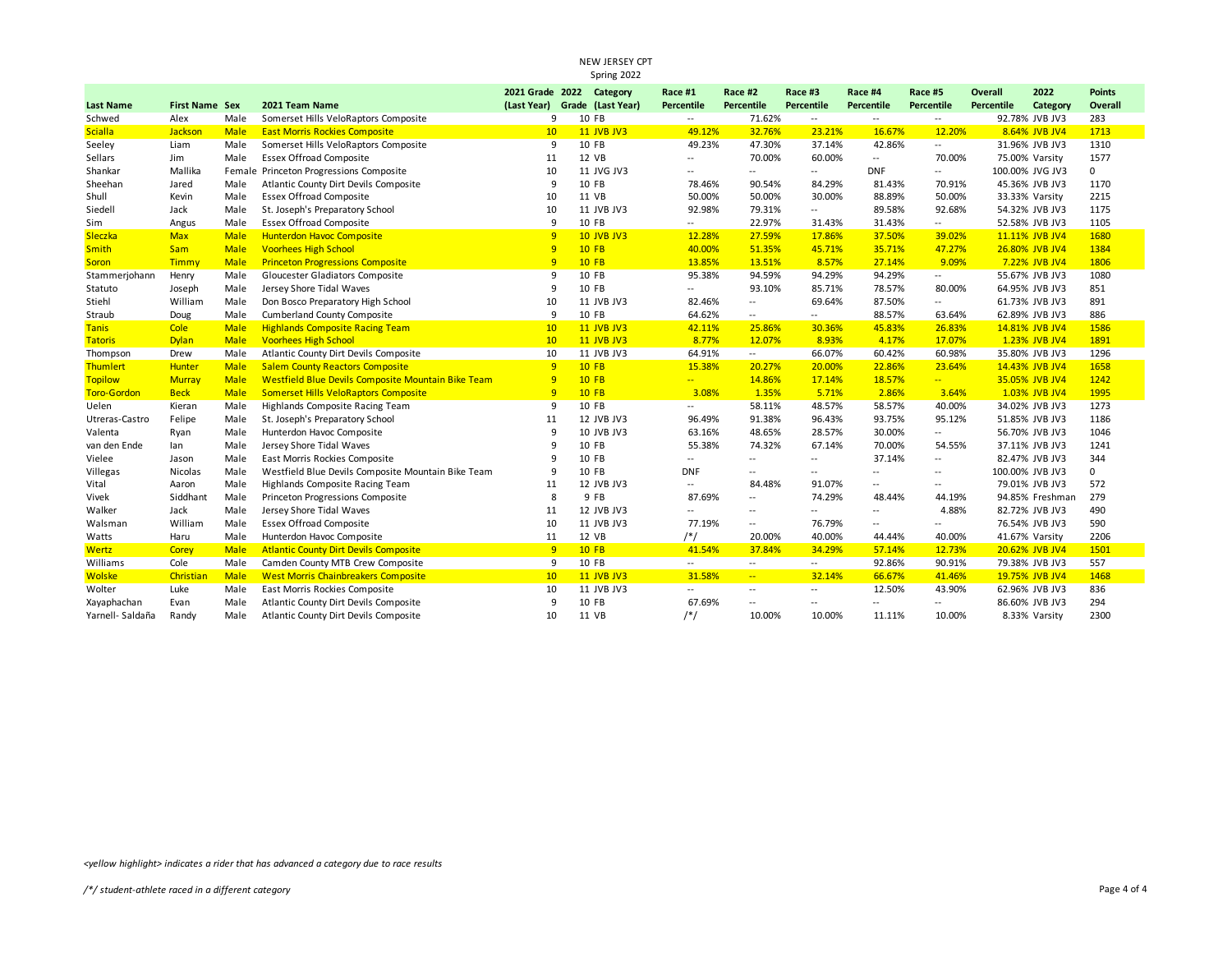NEW JERSEY CPT
Spring 2022

| Last Name | First Name | Sex | 2021 Team Name | 2021 Grade (Last Year) | 2022 Grade | Category (Last Year) | Race #1 Percentile | Race #2 Percentile | Race #3 Percentile | Race #4 Percentile | Race #5 Percentile | Overall Percentile | 2022 Category | Points Overall |
|---|---|---|---|---|---|---|---|---|---|---|---|---|---|---|
| Schwed | Alex | Male | Somerset Hills VeloRaptors Composite | 9 | 10 | FB | -- | 71.62% | -- | -- | -- | 92.78% | JVB JV3 | 283 |
| Scialla | Jackson | Male | East Morris Rockies Composite | 10 | 11 | JVB JV3 | 49.12% | 32.76% | 23.21% | 16.67% | 12.20% | 8.64% | JVB JV4 | 1713 |
| Seeley | Liam | Male | Somerset Hills VeloRaptors Composite | 9 | 10 | FB | 49.23% | 47.30% | 37.14% | 42.86% | -- | 31.96% | JVB JV3 | 1310 |
| Sellars | Jim | Male | Essex Offroad Composite | 11 | 12 | VB | -- | 70.00% | 60.00% | -- | 70.00% | 75.00% | Varsity | 1577 |
| Shankar | Mallika | Female | Princeton Progressions Composite | 10 | 11 | JVG JV3 | -- | -- | -- | DNF | -- | 100.00% | JVG JV3 | 0 |
| Sheehan | Jared | Male | Atlantic County Dirt Devils Composite | 9 | 10 | FB | 78.46% | 90.54% | 84.29% | 81.43% | 70.91% | 45.36% | JVB JV3 | 1170 |
| Shull | Kevin | Male | Essex Offroad Composite | 10 | 11 | VB | 50.00% | 50.00% | 30.00% | 88.89% | 50.00% | 33.33% | Varsity | 2215 |
| Siedell | Jack | Male | St. Joseph's Preparatory School | 10 | 11 | JVB JV3 | 92.98% | 79.31% | -- | 89.58% | 92.68% | 54.32% | JVB JV3 | 1175 |
| Sim | Angus | Male | Essex Offroad Composite | 9 | 10 | FB | -- | 22.97% | 31.43% | 31.43% | -- | 52.58% | JVB JV3 | 1105 |
| Sleczka | Max | Male | Hunterdon Havoc Composite | 9 | 10 | JVB JV3 | 12.28% | 27.59% | 17.86% | 37.50% | 39.02% | 11.11% | JVB JV4 | 1680 |
| Smith | Sam | Male | Voorhees High School | 9 | 10 | FB | 40.00% | 51.35% | 45.71% | 35.71% | 47.27% | 26.80% | JVB JV4 | 1384 |
| Soron | Timmy | Male | Princeton Progressions Composite | 9 | 10 | FB | 13.85% | 13.51% | 8.57% | 27.14% | 9.09% | 7.22% | JVB JV4 | 1806 |
| Stammerjohann | Henry | Male | Gloucester Gladiators Composite | 9 | 10 | FB | 95.38% | 94.59% | 94.29% | 94.29% | -- | 55.67% | JVB JV3 | 1080 |
| Statuto | Joseph | Male | Jersey Shore Tidal Waves | 9 | 10 | FB | -- | 93.10% | 85.71% | 78.57% | 80.00% | 64.95% | JVB JV3 | 851 |
| Stiehl | William | Male | Don Bosco Preparatory High School | 10 | 11 | JVB JV3 | 82.46% | -- | 69.64% | 87.50% | -- | 61.73% | JVB JV3 | 891 |
| Straub | Doug | Male | Cumberland County Composite | 9 | 10 | FB | 64.62% | -- | -- | 88.57% | 63.64% | 62.89% | JVB JV3 | 886 |
| Tanis | Cole | Male | Highlands Composite Racing Team | 10 | 11 | JVB JV3 | 42.11% | 25.86% | 30.36% | 45.83% | 26.83% | 14.81% | JVB JV4 | 1586 |
| Tatoris | Dylan | Male | Voorhees High School | 10 | 11 | JVB JV3 | 8.77% | 12.07% | 8.93% | 4.17% | 17.07% | 1.23% | JVB JV4 | 1891 |
| Thompson | Drew | Male | Atlantic County Dirt Devils Composite | 10 | 11 | JVB JV3 | 64.91% | -- | 66.07% | 60.42% | 60.98% | 35.80% | JVB JV3 | 1296 |
| Thumlert | Hunter | Male | Salem County Reactors Composite | 9 | 10 | FB | 15.38% | 20.27% | 20.00% | 22.86% | 23.64% | 14.43% | JVB JV4 | 1658 |
| Topilow | Murray | Male | Westfield Blue Devils Composite Mountain Bike Team | 9 | 10 | FB | -- | 14.86% | 17.14% | 18.57% | -- | 35.05% | JVB JV4 | 1242 |
| Toro-Gordon | Beck | Male | Somerset Hills VeloRaptors Composite | 9 | 10 | FB | 3.08% | 1.35% | 5.71% | 2.86% | 3.64% | 1.03% | JVB JV4 | 1995 |
| Uelen | Kieran | Male | Highlands Composite Racing Team | 9 | 10 | FB | -- | 58.11% | 48.57% | 58.57% | 40.00% | 34.02% | JVB JV3 | 1273 |
| Utreras-Castro | Felipe | Male | St. Joseph's Preparatory School | 11 | 12 | JVB JV3 | 96.49% | 91.38% | 96.43% | 93.75% | 95.12% | 51.85% | JVB JV3 | 1186 |
| Valenta | Ryan | Male | Hunterdon Havoc Composite | 9 | 10 | JVB JV3 | 63.16% | 48.65% | 28.57% | 30.00% | -- | 56.70% | JVB JV3 | 1046 |
| van den Ende | Ian | Male | Jersey Shore Tidal Waves | 9 | 10 | FB | 55.38% | 74.32% | 67.14% | 70.00% | 54.55% | 37.11% | JVB JV3 | 1241 |
| Vielee | Jason | Male | East Morris Rockies Composite | 9 | 10 | FB | -- | -- | -- | 37.14% | -- | 82.47% | JVB JV3 | 344 |
| Villegas | Nicolas | Male | Westfield Blue Devils Composite Mountain Bike Team | 9 | 10 | FB | DNF | -- | -- | -- | -- | 100.00% | JVB JV3 | 0 |
| Vital | Aaron | Male | Highlands Composite Racing Team | 11 | 12 | JVB JV3 | -- | 84.48% | 91.07% | -- | -- | 79.01% | JVB JV3 | 572 |
| Vivek | Siddhant | Male | Princeton Progressions Composite | 8 | 9 | FB | 87.69% | -- | 74.29% | 48.44% | 44.19% | 94.85% | Freshman | 279 |
| Walker | Jack | Male | Jersey Shore Tidal Waves | 11 | 12 | JVB JV3 | -- | -- | -- | -- | 4.88% | 82.72% | JVB JV3 | 490 |
| Walsman | William | Male | Essex Offroad Composite | 10 | 11 | JVB JV3 | 77.19% | -- | 76.79% | -- | -- | 76.54% | JVB JV3 | 590 |
| Watts | Haru | Male | Hunterdon Havoc Composite | 11 | 12 | VB | /*/ | 20.00% | 40.00% | 44.44% | 40.00% | 41.67% | Varsity | 2206 |
| Wertz | Corey | Male | Atlantic County Dirt Devils Composite | 9 | 10 | FB | 41.54% | 37.84% | 34.29% | 57.14% | 12.73% | 20.62% | JVB JV4 | 1501 |
| Williams | Cole | Male | Camden County MTB Crew Composite | 9 | 10 | FB | -- | -- | -- | 92.86% | 90.91% | 79.38% | JVB JV3 | 557 |
| Wolske | Christian | Male | West Morris Chainbreakers Composite | 10 | 11 | JVB JV3 | 31.58% | -- | 32.14% | 66.67% | 41.46% | 19.75% | JVB JV4 | 1468 |
| Wolter | Luke | Male | East Morris Rockies Composite | 10 | 11 | JVB JV3 | -- | -- | -- | 12.50% | 43.90% | 62.96% | JVB JV3 | 836 |
| Xayaphachan | Evan | Male | Atlantic County Dirt Devils Composite | 9 | 10 | FB | 67.69% | -- | -- | -- | -- | 86.60% | JVB JV3 | 294 |
| Yarnell- Saldaña | Randy | Male | Atlantic County Dirt Devils Composite | 10 | 11 | VB | /*/ | 10.00% | 10.00% | 11.11% | 10.00% | 8.33% | Varsity | 2300 |

*<yellow highlight> indicates a rider that has advanced a category due to race results*

*/*/ student-athlete raced in a different category*